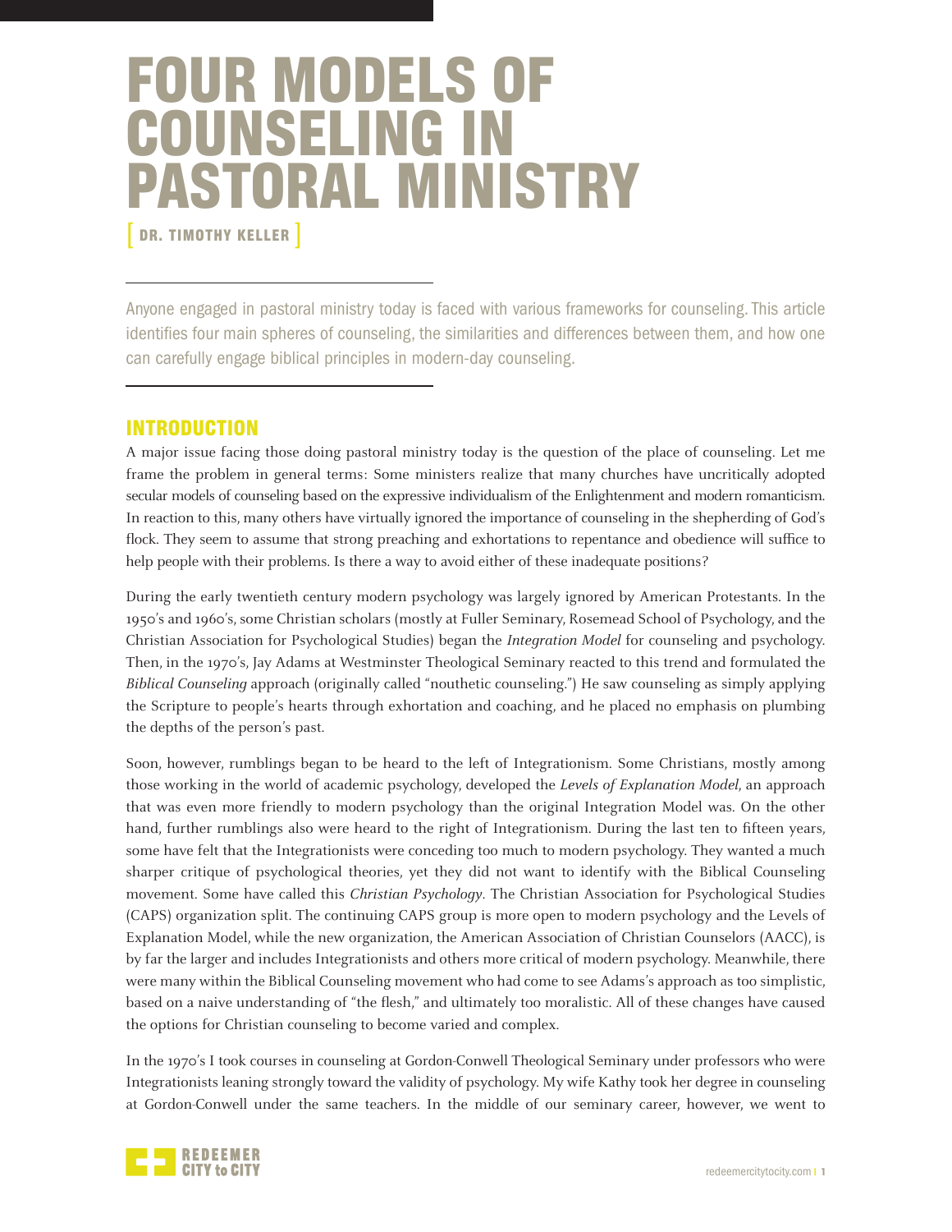# FOUR MODELS OF COUNSELING IN PASTORAL MINISTRY

[ DR. TIMOTHY KELLER ]

Anyone engaged in pastoral ministry today is faced with various frameworks for counseling. This article identifies four main spheres of counseling, the similarities and differences between them, and how one can carefully engage biblical principles in modern-day counseling.

## INTRODUCTION

A major issue facing those doing pastoral ministry today is the question of the place of counseling. Let me frame the problem in general terms: Some ministers realize that many churches have uncritically adopted secular models of counseling based on the expressive individualism of the Enlightenment and modern romanticism. In reaction to this, many others have virtually ignored the importance of counseling in the shepherding of God's flock. They seem to assume that strong preaching and exhortations to repentance and obedience will suffice to help people with their problems. Is there a way to avoid either of these inadequate positions?

During the early twentieth century modern psychology was largely ignored by American Protestants. In the 1950's and 1960's, some Christian scholars (mostly at Fuller Seminary, Rosemead School of Psychology, and the Christian Association for Psychological Studies) began the *Integration Model* for counseling and psychology. Then, in the 1970's, Jay Adams at Westminster Theological Seminary reacted to this trend and formulated the *Biblical Counseling* approach (originally called "nouthetic counseling.") He saw counseling as simply applying the Scripture to people's hearts through exhortation and coaching, and he placed no emphasis on plumbing the depths of the person's past.

Soon, however, rumblings began to be heard to the left of Integrationism. Some Christians, mostly among those working in the world of academic psychology, developed the *Levels of Explanation Model*, an approach that was even more friendly to modern psychology than the original Integration Model was. On the other hand, further rumblings also were heard to the right of Integrationism. During the last ten to fifteen years, some have felt that the Integrationists were conceding too much to modern psychology. They wanted a much sharper critique of psychological theories, yet they did not want to identify with the Biblical Counseling movement. Some have called this *Christian Psychology*. The Christian Association for Psychological Studies (CAPS) organization split. The continuing CAPS group is more open to modern psychology and the Levels of Explanation Model, while the new organization, the American Association of Christian Counselors (AACC), is by far the larger and includes Integrationists and others more critical of modern psychology. Meanwhile, there were many within the Biblical Counseling movement who had come to see Adams's approach as too simplistic, based on a naive understanding of "the flesh," and ultimately too moralistic. All of these changes have caused the options for Christian counseling to become varied and complex.

In the 1970's I took courses in counseling at Gordon-Conwell Theological Seminary under professors who were Integrationists leaning strongly toward the validity of psychology. My wife Kathy took her degree in counseling at Gordon-Conwell under the same teachers. In the middle of our seminary career, however, we went to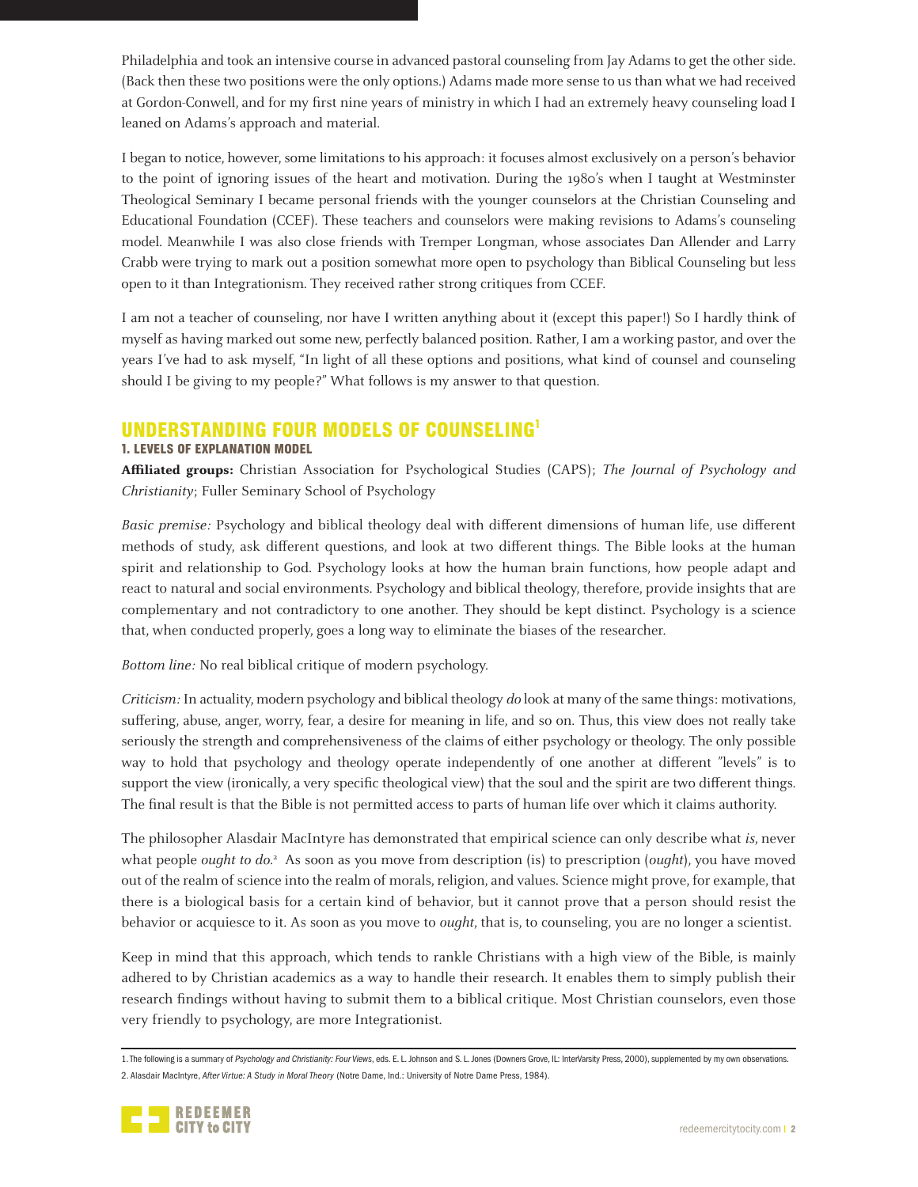Philadelphia and took an intensive course in advanced pastoral counseling from Jay Adams to get the other side. (Back then these two positions were the only options.) Adams made more sense to us than what we had received at Gordon-Conwell, and for my first nine years of ministry in which I had an extremely heavy counseling load I leaned on Adams's approach and material.

I began to notice, however, some limitations to his approach: it focuses almost exclusively on a person's behavior to the point of ignoring issues of the heart and motivation. During the 1980's when I taught at Westminster Theological Seminary I became personal friends with the younger counselors at the Christian Counseling and Educational Foundation (CCEF). These teachers and counselors were making revisions to Adams's counseling model. Meanwhile I was also close friends with Tremper Longman, whose associates Dan Allender and Larry Crabb were trying to mark out a position somewhat more open to psychology than Biblical Counseling but less open to it than Integrationism. They received rather strong critiques from CCEF.

I am not a teacher of counseling, nor have I written anything about it (except this paper!) So I hardly think of myself as having marked out some new, perfectly balanced position. Rather, I am a working pastor, and over the years I've had to ask myself, "In light of all these options and positions, what kind of counsel and counseling should I be giving to my people?" What follows is my answer to that question.

## UNDERSTANDING FOUR MODELS OF COUNSELING[1]

### 1. LEVELS OF EXPLANATION MODEL

**Affiliated groups:** Christian Association for Psychological Studies (CAPS); *The Journal of Psychology and Christianity*; Fuller Seminary School of Psychology

*Basic premise:* Psychology and biblical theology deal with different dimensions of human life, use different methods of study, ask different questions, and look at two different things. The Bible looks at the human spirit and relationship to God. Psychology looks at how the human brain functions, how people adapt and react to natural and social environments. Psychology and biblical theology, therefore, provide insights that are complementary and not contradictory to one another. They should be kept distinct. Psychology is a science that, when conducted properly, goes a long way to eliminate the biases of the researcher.

*Bottom line:* No real biblical critique of modern psychology.

*Criticism:* In actuality, modern psychology and biblical theology *do* look at many of the same things: motivations, suffering, abuse, anger, worry, fear, a desire for meaning in life, and so on. Thus, this view does not really take seriously the strength and comprehensiveness of the claims of either psychology or theology. The only possible way to hold that psychology and theology operate independently of one another at different "levels" is to support the view (ironically, a very specific theological view) that the soul and the spirit are two different things. The final result is that the Bible is not permitted access to parts of human life over which it claims authority.

The philosopher Alasdair MacIntyre has demonstrated that empirical science can only describe what *is*, never what people *ought to do*.[2] As soon as you move from description (is) to prescription (*ought*), you have moved out of the realm of science into the realm of morals, religion, and values. Science might prove, for example, that there is a biological basis for a certain kind of behavior, but it cannot prove that a person should resist the behavior or acquiesce to it. As soon as you move to *ought*, that is, to counseling, you are no longer a scientist.

Keep in mind that this approach, which tends to rankle Christians with a high view of the Bible, is mainly adhered to by Christian academics as a way to handle their research. It enables them to simply publish their research findings without having to submit them to a biblical critique. Most Christian counselors, even those very friendly to psychology, are more Integrationist.

---

1. The following is a summary of *Psychology and Christianity: Four Views*, eds. E. L. Johnson and S. L. Jones (Downers Grove, IL: InterVarsity Press, 2000), supplemented by my own observations.

2. Alasdair MacIntyre, *After Virtue: A Study in Moral Theory* (Notre Dame, Ind.: University of Notre Dame Press, 1984).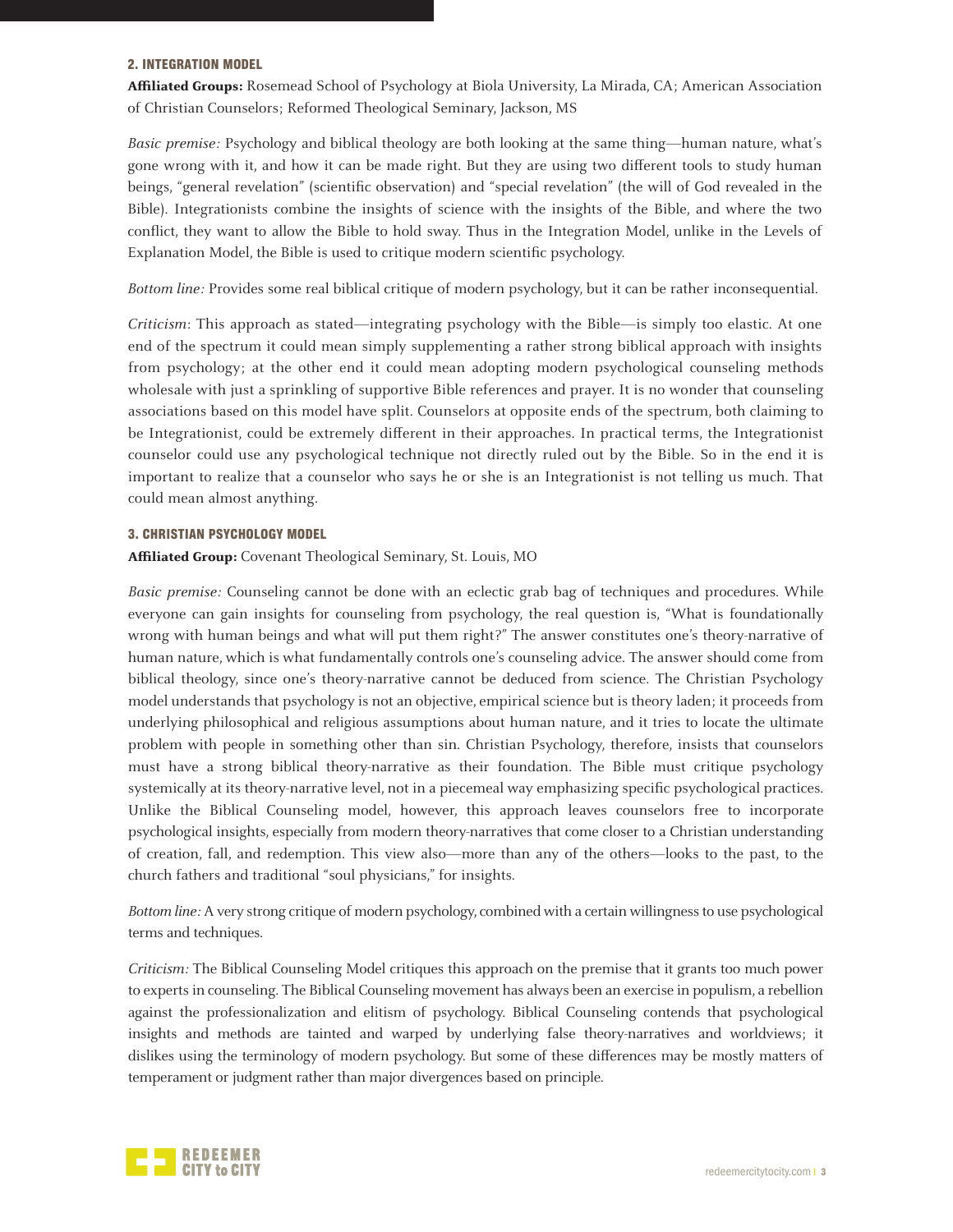### 2. INTEGRATION MODEL

**Affiliated Groups:** Rosemead School of Psychology at Biola University, La Mirada, CA; American Association of Christian Counselors; Reformed Theological Seminary, Jackson, MS

*Basic premise:* Psychology and biblical theology are both looking at the same thing—human nature, what's gone wrong with it, and how it can be made right. But they are using two different tools to study human beings, "general revelation" (scientific observation) and "special revelation" (the will of God revealed in the Bible). Integrationists combine the insights of science with the insights of the Bible, and where the two conflict, they want to allow the Bible to hold sway. Thus in the Integration Model, unlike in the Levels of Explanation Model, the Bible is used to critique modern scientific psychology.

*Bottom line:* Provides some real biblical critique of modern psychology, but it can be rather inconsequential.

*Criticism*: This approach as stated—integrating psychology with the Bible—is simply too elastic. At one end of the spectrum it could mean simply supplementing a rather strong biblical approach with insights from psychology; at the other end it could mean adopting modern psychological counseling methods wholesale with just a sprinkling of supportive Bible references and prayer. It is no wonder that counseling associations based on this model have split. Counselors at opposite ends of the spectrum, both claiming to be Integrationist, could be extremely different in their approaches. In practical terms, the Integrationist counselor could use any psychological technique not directly ruled out by the Bible. So in the end it is important to realize that a counselor who says he or she is an Integrationist is not telling us much. That could mean almost anything.

### 3. CHRISTIAN PSYCHOLOGY MODEL

**Affiliated Group:** Covenant Theological Seminary, St. Louis, MO

*Basic premise:* Counseling cannot be done with an eclectic grab bag of techniques and procedures. While everyone can gain insights for counseling from psychology, the real question is, "What is foundationally wrong with human beings and what will put them right?" The answer constitutes one's theory-narrative of human nature, which is what fundamentally controls one's counseling advice. The answer should come from biblical theology, since one's theory-narrative cannot be deduced from science. The Christian Psychology model understands that psychology is not an objective, empirical science but is theory laden; it proceeds from underlying philosophical and religious assumptions about human nature, and it tries to locate the ultimate problem with people in something other than sin. Christian Psychology, therefore, insists that counselors must have a strong biblical theory-narrative as their foundation. The Bible must critique psychology systemically at its theory-narrative level, not in a piecemeal way emphasizing specific psychological practices. Unlike the Biblical Counseling model, however, this approach leaves counselors free to incorporate psychological insights, especially from modern theory-narratives that come closer to a Christian understanding of creation, fall, and redemption. This view also—more than any of the others—looks to the past, to the church fathers and traditional "soul physicians," for insights.

*Bottom line:* A very strong critique of modern psychology, combined with a certain willingness to use psychological terms and techniques.

*Criticism:* The Biblical Counseling Model critiques this approach on the premise that it grants too much power to experts in counseling. The Biblical Counseling movement has always been an exercise in populism, a rebellion against the professionalization and elitism of psychology. Biblical Counseling contends that psychological insights and methods are tainted and warped by underlying false theory-narratives and worldviews; it dislikes using the terminology of modern psychology. But some of these differences may be mostly matters of temperament or judgment rather than major divergences based on principle.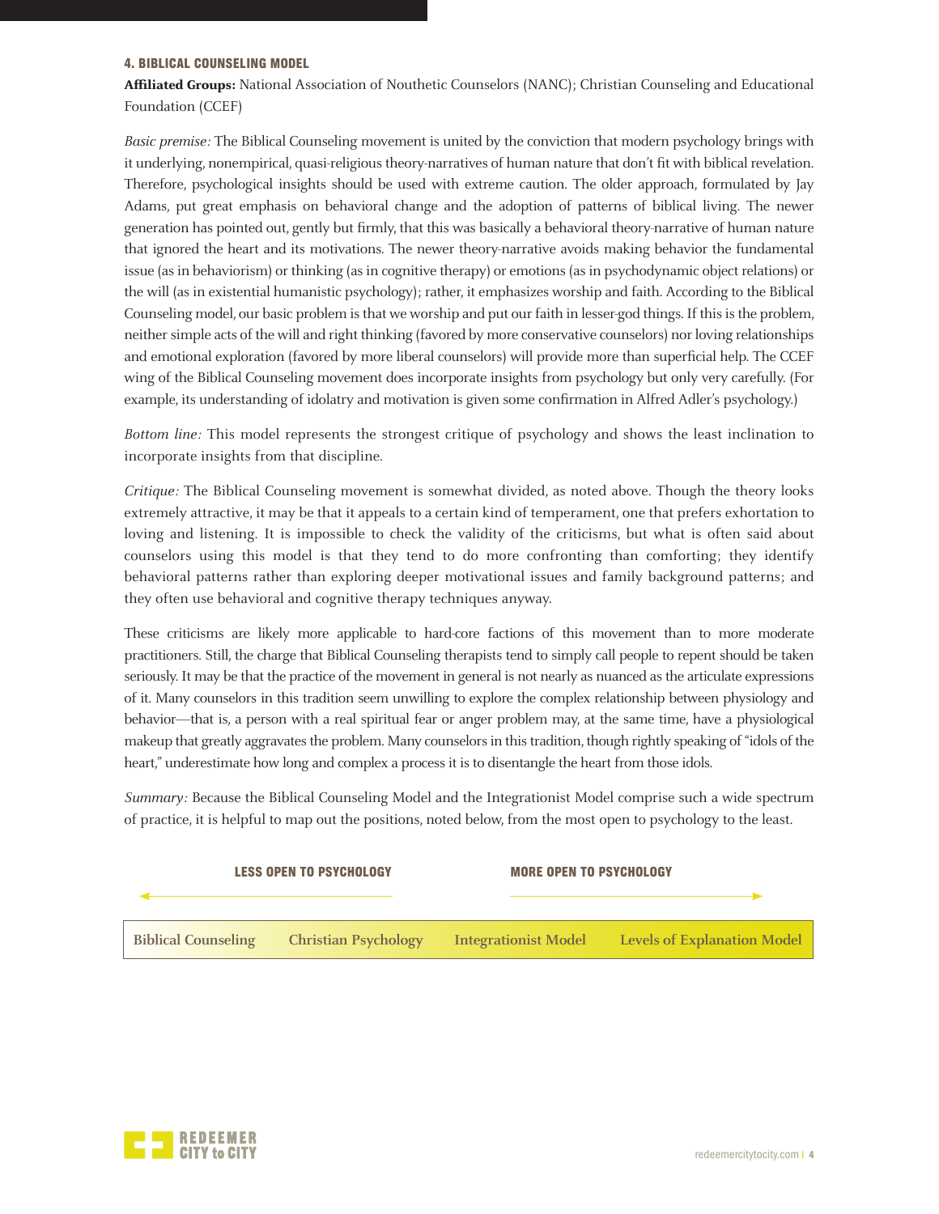#### 4. BIBLICAL COUNSELING MODEL

**Affiliated Groups:** National Association of Nouthetic Counselors (NANC); Christian Counseling and Educational Foundation (CCEF)

*Basic premise:* The Biblical Counseling movement is united by the conviction that modern psychology brings with it underlying, nonempirical, quasi-religious theory-narratives of human nature that don't fit with biblical revelation. Therefore, psychological insights should be used with extreme caution. The older approach, formulated by Jay Adams, put great emphasis on behavioral change and the adoption of patterns of biblical living. The newer generation has pointed out, gently but firmly, that this was basically a behavioral theory-narrative of human nature that ignored the heart and its motivations. The newer theory-narrative avoids making behavior the fundamental issue (as in behaviorism) or thinking (as in cognitive therapy) or emotions (as in psychodynamic object relations) or the will (as in existential humanistic psychology); rather, it emphasizes worship and faith. According to the Biblical Counseling model, our basic problem is that we worship and put our faith in lesser-god things. If this is the problem, neither simple acts of the will and right thinking (favored by more conservative counselors) nor loving relationships and emotional exploration (favored by more liberal counselors) will provide more than superficial help. The CCEF wing of the Biblical Counseling movement does incorporate insights from psychology but only very carefully. (For example, its understanding of idolatry and motivation is given some confirmation in Alfred Adler's psychology.)

*Bottom line:* This model represents the strongest critique of psychology and shows the least inclination to incorporate insights from that discipline.

*Critique:* The Biblical Counseling movement is somewhat divided, as noted above. Though the theory looks extremely attractive, it may be that it appeals to a certain kind of temperament, one that prefers exhortation to loving and listening. It is impossible to check the validity of the criticisms, but what is often said about counselors using this model is that they tend to do more confronting than comforting; they identify behavioral patterns rather than exploring deeper motivational issues and family background patterns; and they often use behavioral and cognitive therapy techniques anyway.

These criticisms are likely more applicable to hard-core factions of this movement than to more moderate practitioners. Still, the charge that Biblical Counseling therapists tend to simply call people to repent should be taken seriously. It may be that the practice of the movement in general is not nearly as nuanced as the articulate expressions of it. Many counselors in this tradition seem unwilling to explore the complex relationship between physiology and behavior—that is, a person with a real spiritual fear or anger problem may, at the same time, have a physiological makeup that greatly aggravates the problem. Many counselors in this tradition, though rightly speaking of "idols of the heart," underestimate how long and complex a process it is to disentangle the heart from those idols.

*Summary:* Because the Biblical Counseling Model and the Integrationist Model comprise such a wide spectrum of practice, it is helpful to map out the positions, noted below, from the most open to psychology to the least.

| ← LESS OPEN TO PSYCHOLOGY | | MORE OPEN TO PSYCHOLOGY → | |
|---|---|---|---|
| Biblical Counseling | Christian Psychology | Integrationist Model | Levels of Explanation Model |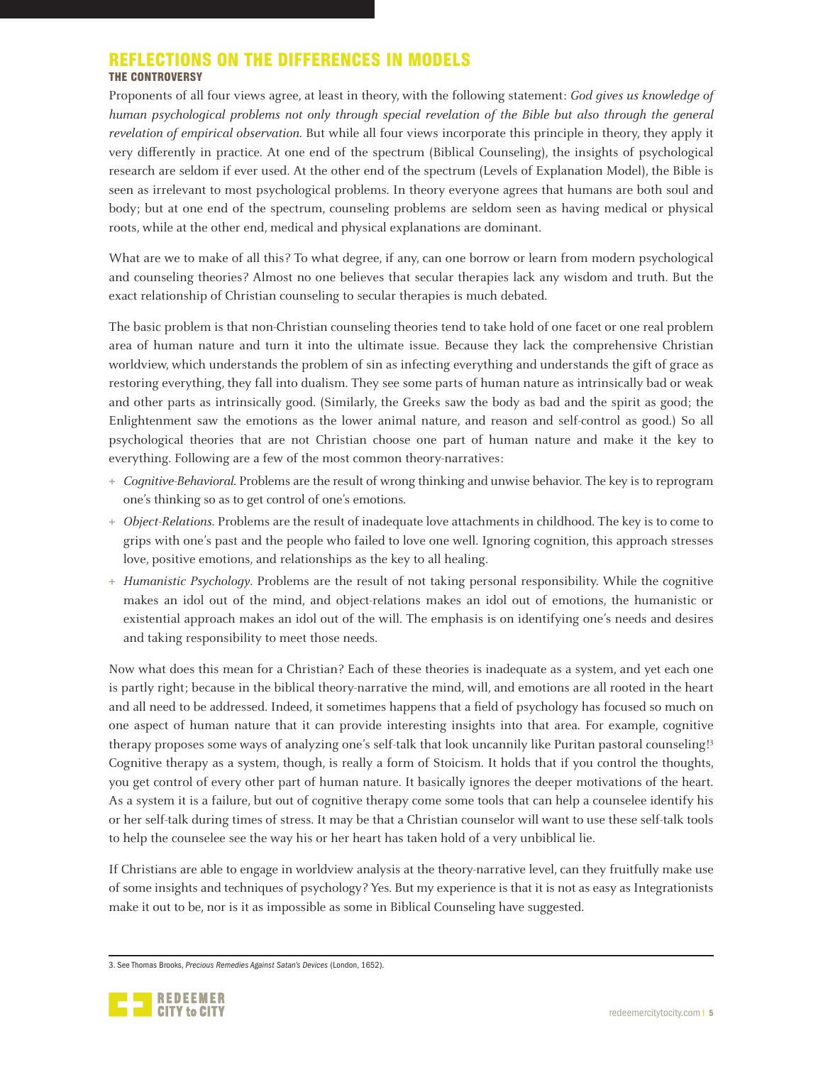## REFLECTIONS ON THE DIFFERENCES IN MODELS

### THE CONTROVERSY

Proponents of all four views agree, at least in theory, with the following statement: *God gives us knowledge of human psychological problems not only through special revelation of the Bible but also through the general revelation of empirical observation.* But while all four views incorporate this principle in theory, they apply it very differently in practice. At one end of the spectrum (Biblical Counseling), the insights of psychological research are seldom if ever used. At the other end of the spectrum (Levels of Explanation Model), the Bible is seen as irrelevant to most psychological problems. In theory everyone agrees that humans are both soul and body; but at one end of the spectrum, counseling problems are seldom seen as having medical or physical roots, while at the other end, medical and physical explanations are dominant.

What are we to make of all this? To what degree, if any, can one borrow or learn from modern psychological and counseling theories? Almost no one believes that secular therapies lack any wisdom and truth. But the exact relationship of Christian counseling to secular therapies is much debated.

The basic problem is that non-Christian counseling theories tend to take hold of one facet or one real problem area of human nature and turn it into the ultimate issue. Because they lack the comprehensive Christian worldview, which understands the problem of sin as infecting everything and understands the gift of grace as restoring everything, they fall into dualism. They see some parts of human nature as intrinsically bad or weak and other parts as intrinsically good. (Similarly, the Greeks saw the body as bad and the spirit as good; the Enlightenment saw the emotions as the lower animal nature, and reason and self-control as good.) So all psychological theories that are not Christian choose one part of human nature and make it the key to everything. Following are a few of the most common theory-narratives:

+ *Cognitive-Behavioral*. Problems are the result of wrong thinking and unwise behavior. The key is to reprogram one's thinking so as to get control of one's emotions.
+ *Object-Relations*. Problems are the result of inadequate love attachments in childhood. The key is to come to grips with one's past and the people who failed to love one well. Ignoring cognition, this approach stresses love, positive emotions, and relationships as the key to all healing.
+ *Humanistic Psychology*. Problems are the result of not taking personal responsibility. While the cognitive makes an idol out of the mind, and object-relations makes an idol out of emotions, the humanistic or existential approach makes an idol out of the will. The emphasis is on identifying one's needs and desires and taking responsibility to meet those needs.

Now what does this mean for a Christian? Each of these theories is inadequate as a system, and yet each one is partly right; because in the biblical theory-narrative the mind, will, and emotions are all rooted in the heart and all need to be addressed. Indeed, it sometimes happens that a field of psychology has focused so much on one aspect of human nature that it can provide interesting insights into that area. For example, cognitive therapy proposes some ways of analyzing one's self-talk that look uncannily like Puritan pastoral counseling![3] Cognitive therapy as a system, though, is really a form of Stoicism. It holds that if you control the thoughts, you get control of every other part of human nature. It basically ignores the deeper motivations of the heart. As a system it is a failure, but out of cognitive therapy come some tools that can help a counselee identify his or her self-talk during times of stress. It may be that a Christian counselor will want to use these self-talk tools to help the counselee see the way his or her heart has taken hold of a very unbiblical lie.

If Christians are able to engage in worldview analysis at the theory-narrative level, can they fruitfully make use of some insights and techniques of psychology? Yes. But my experience is that it is not as easy as Integrationists make it out to be, nor is it as impossible as some in Biblical Counseling have suggested.

---

3. See Thomas Brooks, *Precious Remedies Against Satan's Devices* (London, 1652).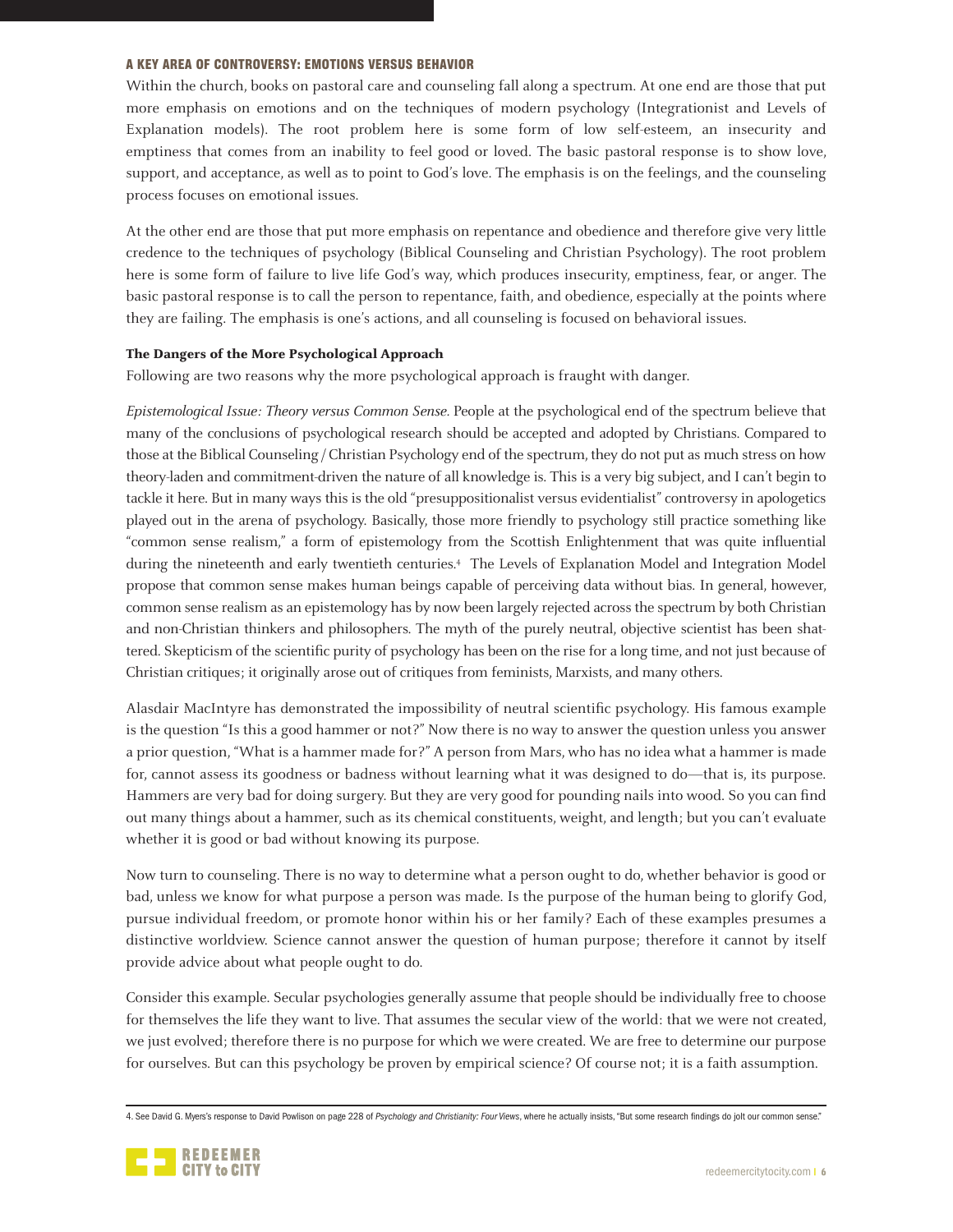## A KEY AREA OF CONTROVERSY: EMOTIONS VERSUS BEHAVIOR

Within the church, books on pastoral care and counseling fall along a spectrum. At one end are those that put more emphasis on emotions and on the techniques of modern psychology (Integrationist and Levels of Explanation models). The root problem here is some form of low self-esteem, an insecurity and emptiness that comes from an inability to feel good or loved. The basic pastoral response is to show love, support, and acceptance, as well as to point to God's love. The emphasis is on the feelings, and the counseling process focuses on emotional issues.

At the other end are those that put more emphasis on repentance and obedience and therefore give very little credence to the techniques of psychology (Biblical Counseling and Christian Psychology). The root problem here is some form of failure to live life God's way, which produces insecurity, emptiness, fear, or anger. The basic pastoral response is to call the person to repentance, faith, and obedience, especially at the points where they are failing. The emphasis is one's actions, and all counseling is focused on behavioral issues.

### The Dangers of the More Psychological Approach

Following are two reasons why the more psychological approach is fraught with danger.

*Epistemological Issue: Theory versus Common Sense.* People at the psychological end of the spectrum believe that many of the conclusions of psychological research should be accepted and adopted by Christians. Compared to those at the Biblical Counseling / Christian Psychology end of the spectrum, they do not put as much stress on how theory-laden and commitment-driven the nature of all knowledge is. This is a very big subject, and I can't begin to tackle it here. But in many ways this is the old "presuppositionalist versus evidentialist" controversy in apologetics played out in the arena of psychology. Basically, those more friendly to psychology still practice something like "common sense realism," a form of epistemology from the Scottish Enlightenment that was quite influential during the nineteenth and early twentieth centuries.[4] The Levels of Explanation Model and Integration Model propose that common sense makes human beings capable of perceiving data without bias. In general, however, common sense realism as an epistemology has by now been largely rejected across the spectrum by both Christian and non-Christian thinkers and philosophers. The myth of the purely neutral, objective scientist has been shattered. Skepticism of the scientific purity of psychology has been on the rise for a long time, and not just because of Christian critiques; it originally arose out of critiques from feminists, Marxists, and many others.

Alasdair MacIntyre has demonstrated the impossibility of neutral scientific psychology. His famous example is the question "Is this a good hammer or not?" Now there is no way to answer the question unless you answer a prior question, "What is a hammer made for?" A person from Mars, who has no idea what a hammer is made for, cannot assess its goodness or badness without learning what it was designed to do—that is, its purpose. Hammers are very bad for doing surgery. But they are very good for pounding nails into wood. So you can find out many things about a hammer, such as its chemical constituents, weight, and length; but you can't evaluate whether it is good or bad without knowing its purpose.

Now turn to counseling. There is no way to determine what a person ought to do, whether behavior is good or bad, unless we know for what purpose a person was made. Is the purpose of the human being to glorify God, pursue individual freedom, or promote honor within his or her family? Each of these examples presumes a distinctive worldview. Science cannot answer the question of human purpose; therefore it cannot by itself provide advice about what people ought to do.

Consider this example. Secular psychologies generally assume that people should be individually free to choose for themselves the life they want to live. That assumes the secular view of the world: that we were not created, we just evolved; therefore there is no purpose for which we were created. We are free to determine our purpose for ourselves. But can this psychology be proven by empirical science? Of course not; it is a faith assumption.

---

4. See David G. Myers's response to David Powlison on page 228 of *Psychology and Christianity: Four Views*, where he actually insists, "But some research findings do jolt our common sense."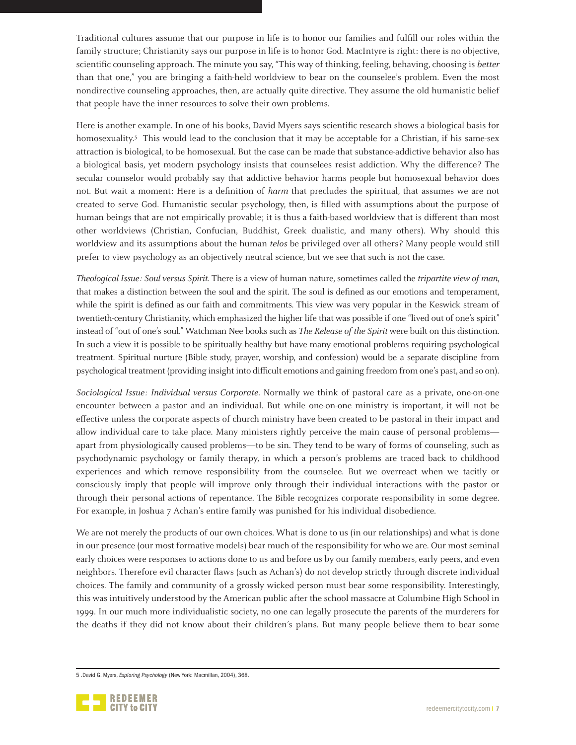Traditional cultures assume that our purpose in life is to honor our families and fulfill our roles within the family structure; Christianity says our purpose in life is to honor God. MacIntyre is right: there is no objective, scientific counseling approach. The minute you say, "This way of thinking, feeling, behaving, choosing is *better* than that one," you are bringing a faith-held worldview to bear on the counselee's problem. Even the most nondirective counseling approaches, then, are actually quite directive. They assume the old humanistic belief that people have the inner resources to solve their own problems.

Here is another example. In one of his books, David Myers says scientific research shows a biological basis for homosexuality.[5] This would lead to the conclusion that it may be acceptable for a Christian, if his same-sex attraction is biological, to be homosexual. But the case can be made that substance-addictive behavior also has a biological basis, yet modern psychology insists that counselees resist addiction. Why the difference? The secular counselor would probably say that addictive behavior harms people but homosexual behavior does not. But wait a moment: Here is a definition of *harm* that precludes the spiritual, that assumes we are not created to serve God. Humanistic secular psychology, then, is filled with assumptions about the purpose of human beings that are not empirically provable; it is thus a faith-based worldview that is different than most other worldviews (Christian, Confucian, Buddhist, Greek dualistic, and many others). Why should this worldview and its assumptions about the human *telos* be privileged over all others? Many people would still prefer to view psychology as an objectively neutral science, but we see that such is not the case.

*Theological Issue: Soul versus Spirit.* There is a view of human nature, sometimes called the *tripartite view of man*, that makes a distinction between the soul and the spirit. The soul is defined as our emotions and temperament, while the spirit is defined as our faith and commitments. This view was very popular in the Keswick stream of twentieth-century Christianity, which emphasized the higher life that was possible if one "lived out of one's spirit" instead of "out of one's soul." Watchman Nee books such as *The Release of the Spirit* were built on this distinction. In such a view it is possible to be spiritually healthy but have many emotional problems requiring psychological treatment. Spiritual nurture (Bible study, prayer, worship, and confession) would be a separate discipline from psychological treatment (providing insight into difficult emotions and gaining freedom from one's past, and so on).

*Sociological Issue: Individual versus Corporate.* Normally we think of pastoral care as a private, one-on-one encounter between a pastor and an individual. But while one-on-one ministry is important, it will not be effective unless the corporate aspects of church ministry have been created to be pastoral in their impact and allow individual care to take place. Many ministers rightly perceive the main cause of personal problems—apart from physiologically caused problems—to be sin. They tend to be wary of forms of counseling, such as psychodynamic psychology or family therapy, in which a person's problems are traced back to childhood experiences and which remove responsibility from the counselee. But we overreact when we tacitly or consciously imply that people will improve only through their individual interactions with the pastor or through their personal actions of repentance. The Bible recognizes corporate responsibility in some degree. For example, in Joshua 7 Achan's entire family was punished for his individual disobedience.

We are not merely the products of our own choices. What is done to us (in our relationships) and what is done in our presence (our most formative models) bear much of the responsibility for who we are. Our most seminal early choices were responses to actions done to us and before us by our family members, early peers, and even neighbors. Therefore evil character flaws (such as Achan's) do not develop strictly through discrete individual choices. The family and community of a grossly wicked person must bear some responsibility. Interestingly, this was intuitively understood by the American public after the school massacre at Columbine High School in 1999. In our much more individualistic society, no one can legally prosecute the parents of the murderers for the deaths if they did not know about their children's plans. But many people believe them to bear some

---

5 .David G. Myers, *Exploring Psychology* (New York: Macmillan, 2004), 368.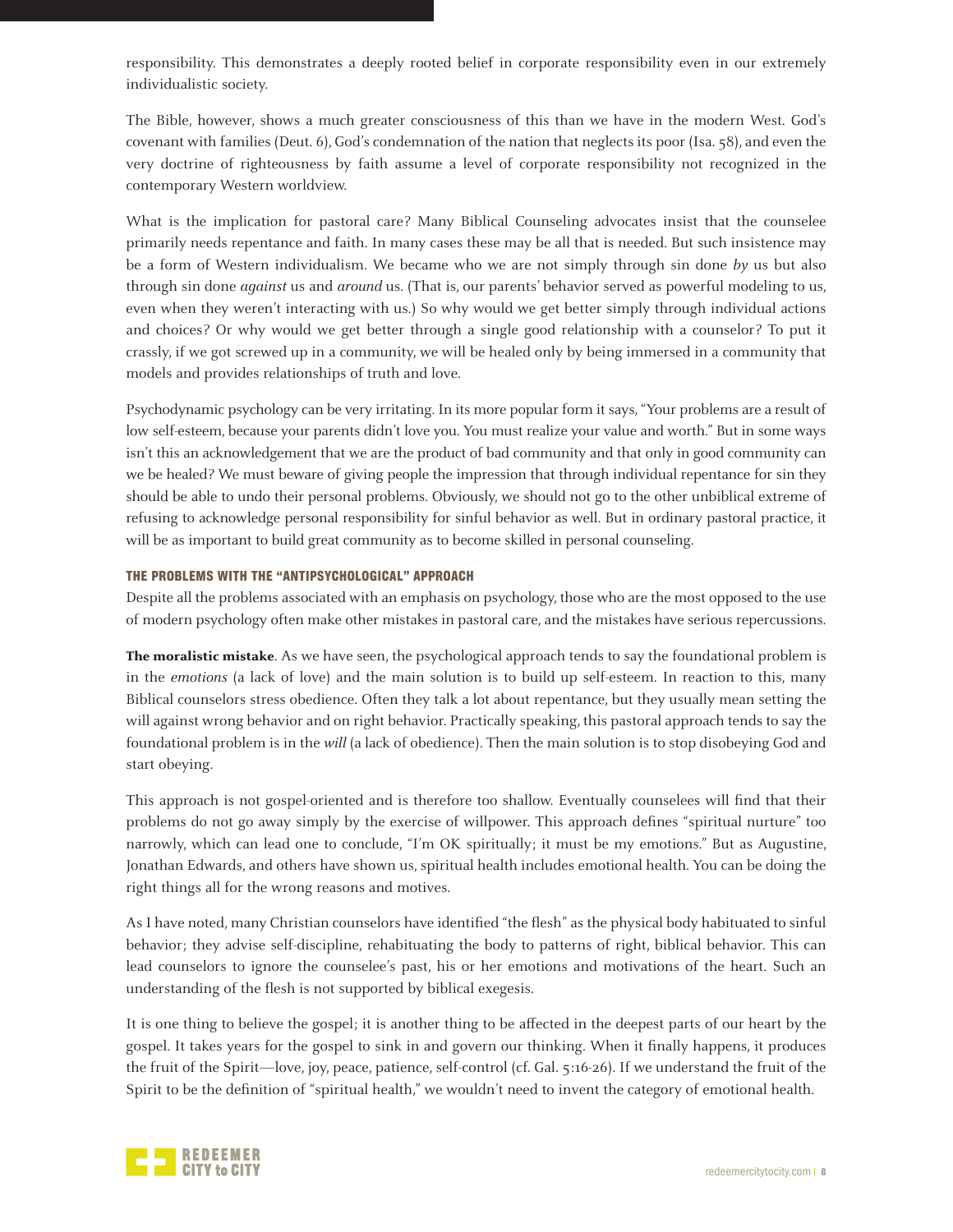responsibility. This demonstrates a deeply rooted belief in corporate responsibility even in our extremely individualistic society.

The Bible, however, shows a much greater consciousness of this than we have in the modern West. God's covenant with families (Deut. 6), God's condemnation of the nation that neglects its poor (Isa. 58), and even the very doctrine of righteousness by faith assume a level of corporate responsibility not recognized in the contemporary Western worldview.

What is the implication for pastoral care? Many Biblical Counseling advocates insist that the counselee primarily needs repentance and faith. In many cases these may be all that is needed. But such insistence may be a form of Western individualism. We became who we are not simply through sin done *by* us but also through sin done *against* us and *around* us. (That is, our parents' behavior served as powerful modeling to us, even when they weren't interacting with us.) So why would we get better simply through individual actions and choices? Or why would we get better through a single good relationship with a counselor? To put it crassly, if we got screwed up in a community, we will be healed only by being immersed in a community that models and provides relationships of truth and love.

Psychodynamic psychology can be very irritating. In its more popular form it says, "Your problems are a result of low self-esteem, because your parents didn't love you. You must realize your value and worth." But in some ways isn't this an acknowledgement that we are the product of bad community and that only in good community can we be healed? We must beware of giving people the impression that through individual repentance for sin they should be able to undo their personal problems. Obviously, we should not go to the other unbiblical extreme of refusing to acknowledge personal responsibility for sinful behavior as well. But in ordinary pastoral practice, it will be as important to build great community as to become skilled in personal counseling.

### THE PROBLEMS WITH THE "ANTIPSYCHOLOGICAL" APPROACH

Despite all the problems associated with an emphasis on psychology, those who are the most opposed to the use of modern psychology often make other mistakes in pastoral care, and the mistakes have serious repercussions.

**The moralistic mistake**. As we have seen, the psychological approach tends to say the foundational problem is in the *emotions* (a lack of love) and the main solution is to build up self-esteem. In reaction to this, many Biblical counselors stress obedience. Often they talk a lot about repentance, but they usually mean setting the will against wrong behavior and on right behavior. Practically speaking, this pastoral approach tends to say the foundational problem is in the *will* (a lack of obedience). Then the main solution is to stop disobeying God and start obeying.

This approach is not gospel-oriented and is therefore too shallow. Eventually counselees will find that their problems do not go away simply by the exercise of willpower. This approach defines "spiritual nurture" too narrowly, which can lead one to conclude, "I'm OK spiritually; it must be my emotions." But as Augustine, Jonathan Edwards, and others have shown us, spiritual health includes emotional health. You can be doing the right things all for the wrong reasons and motives.

As I have noted, many Christian counselors have identified "the flesh" as the physical body habituated to sinful behavior; they advise self-discipline, rehabituating the body to patterns of right, biblical behavior. This can lead counselors to ignore the counselee's past, his or her emotions and motivations of the heart. Such an understanding of the flesh is not supported by biblical exegesis.

It is one thing to believe the gospel; it is another thing to be affected in the deepest parts of our heart by the gospel. It takes years for the gospel to sink in and govern our thinking. When it finally happens, it produces the fruit of the Spirit—love, joy, peace, patience, self-control (cf. Gal. 5:16-26). If we understand the fruit of the Spirit to be the definition of "spiritual health," we wouldn't need to invent the category of emotional health.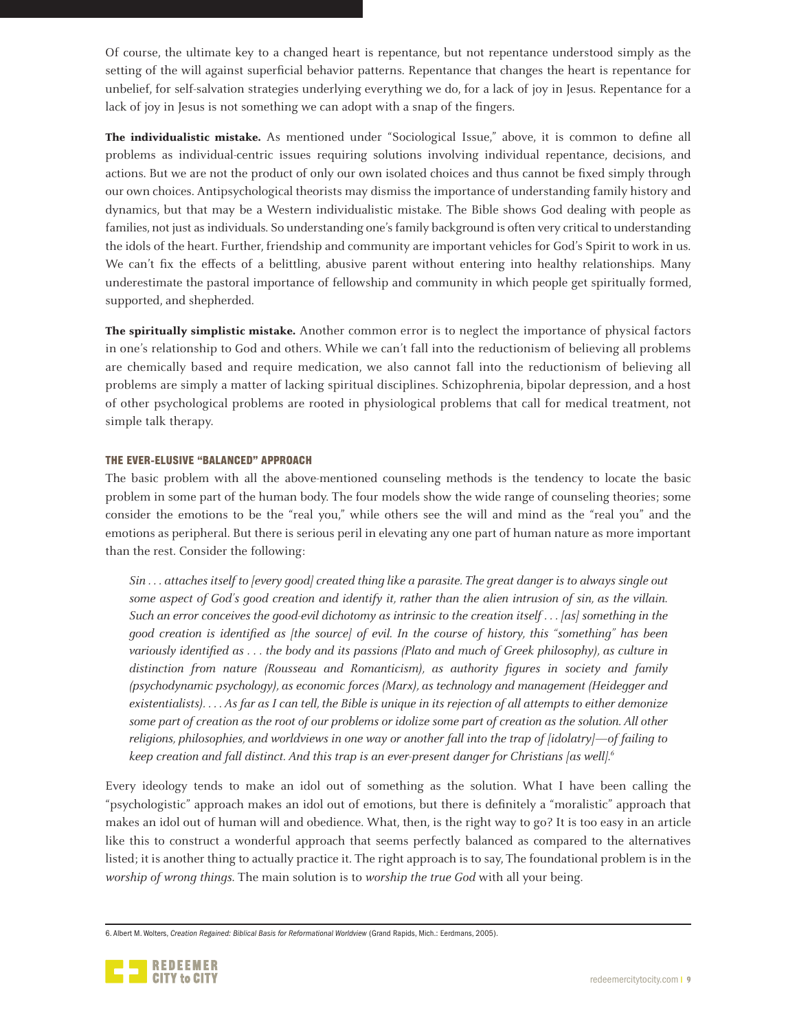Of course, the ultimate key to a changed heart is repentance, but not repentance understood simply as the setting of the will against superficial behavior patterns. Repentance that changes the heart is repentance for unbelief, for self-salvation strategies underlying everything we do, for a lack of joy in Jesus. Repentance for a lack of joy in Jesus is not something we can adopt with a snap of the fingers.

**The individualistic mistake.** As mentioned under "Sociological Issue," above, it is common to define all problems as individual-centric issues requiring solutions involving individual repentance, decisions, and actions. But we are not the product of only our own isolated choices and thus cannot be fixed simply through our own choices. Antipsychological theorists may dismiss the importance of understanding family history and dynamics, but that may be a Western individualistic mistake. The Bible shows God dealing with people as families, not just as individuals. So understanding one's family background is often very critical to understanding the idols of the heart. Further, friendship and community are important vehicles for God's Spirit to work in us. We can't fix the effects of a belittling, abusive parent without entering into healthy relationships. Many underestimate the pastoral importance of fellowship and community in which people get spiritually formed, supported, and shepherded.

**The spiritually simplistic mistake.** Another common error is to neglect the importance of physical factors in one's relationship to God and others. While we can't fall into the reductionism of believing all problems are chemically based and require medication, we also cannot fall into the reductionism of believing all problems are simply a matter of lacking spiritual disciplines. Schizophrenia, bipolar depression, and a host of other psychological problems are rooted in physiological problems that call for medical treatment, not simple talk therapy.

### THE EVER-ELUSIVE "BALANCED" APPROACH

The basic problem with all the above-mentioned counseling methods is the tendency to locate the basic problem in some part of the human body. The four models show the wide range of counseling theories; some consider the emotions to be the "real you," while others see the will and mind as the "real you" and the emotions as peripheral. But there is serious peril in elevating any one part of human nature as more important than the rest. Consider the following:

> *Sin . . . attaches itself to [every good] created thing like a parasite. The great danger is to always single out some aspect of God's good creation and identify it, rather than the alien intrusion of sin, as the villain. Such an error conceives the good-evil dichotomy as intrinsic to the creation itself . . . [as] something in the good creation is identified as [the source] of evil. In the course of history, this "something" has been variously identified as . . . the body and its passions (Plato and much of Greek philosophy), as culture in distinction from nature (Rousseau and Romanticism), as authority figures in society and family (psychodynamic psychology), as economic forces (Marx), as technology and management (Heidegger and existentialists). . . . As far as I can tell, the Bible is unique in its rejection of all attempts to either demonize some part of creation as the root of our problems or idolize some part of creation as the solution. All other religions, philosophies, and worldviews in one way or another fall into the trap of [idolatry]—of failing to keep creation and fall distinct. And this trap is an ever-present danger for Christians [as well].*[6]

Every ideology tends to make an idol out of something as the solution. What I have been calling the "psychologistic" approach makes an idol out of emotions, but there is definitely a "moralistic" approach that makes an idol out of human will and obedience. What, then, is the right way to go? It is too easy in an article like this to construct a wonderful approach that seems perfectly balanced as compared to the alternatives listed; it is another thing to actually practice it. The right approach is to say, The foundational problem is in the *worship of wrong things*. The main solution is to *worship the true God* with all your being.

---

6. Albert M. Wolters, *Creation Regained: Biblical Basis for Reformational Worldview* (Grand Rapids, Mich.: Eerdmans, 2005).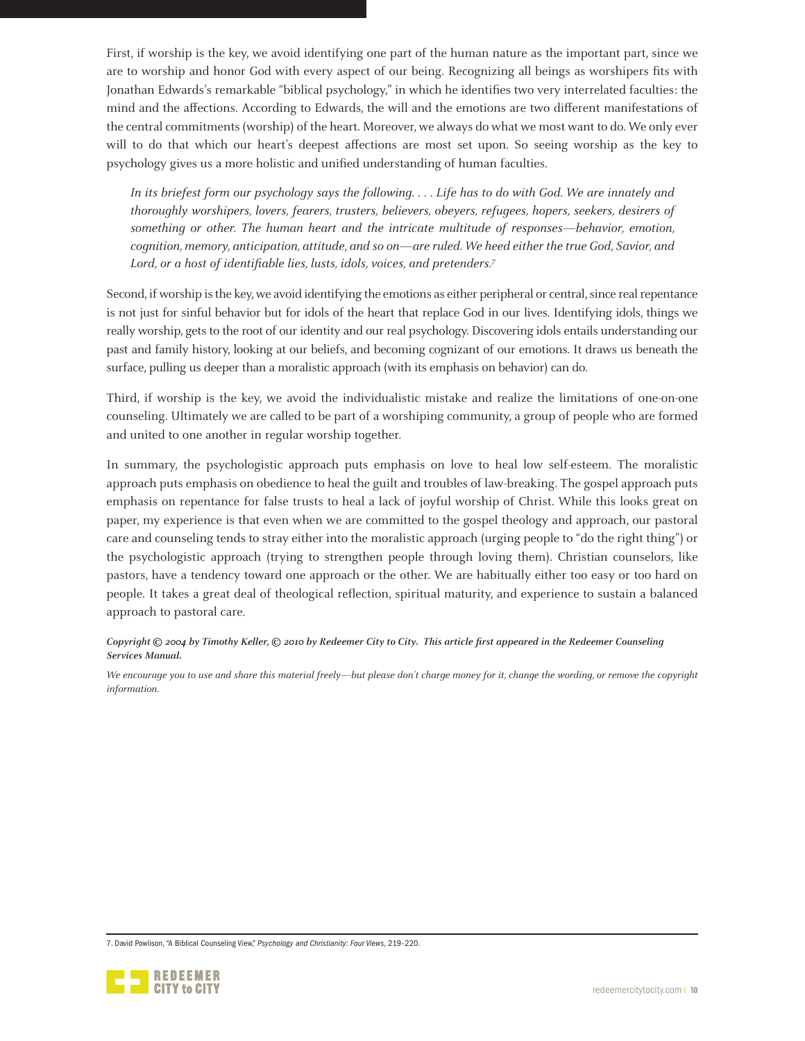First, if worship is the key, we avoid identifying one part of the human nature as the important part, since we are to worship and honor God with every aspect of our being. Recognizing all beings as worshipers fits with Jonathan Edwards's remarkable "biblical psychology," in which he identifies two very interrelated faculties: the mind and the affections. According to Edwards, the will and the emotions are two different manifestations of the central commitments (worship) of the heart. Moreover, we always do what we most want to do. We only ever will to do that which our heart's deepest affections are most set upon. So seeing worship as the key to psychology gives us a more holistic and unified understanding of human faculties.

> *In its briefest form our psychology says the following. . . . Life has to do with God. We are innately and thoroughly worshipers, lovers, fearers, trusters, believers, obeyers, refugees, hopers, seekers, desirers of something or other. The human heart and the intricate multitude of responses—behavior, emotion, cognition, memory, anticipation, attitude, and so on—are ruled. We heed either the true God, Savior, and Lord, or a host of identifiable lies, lusts, idols, voices, and pretenders.*[7]

Second, if worship is the key, we avoid identifying the emotions as either peripheral or central, since real repentance is not just for sinful behavior but for idols of the heart that replace God in our lives. Identifying idols, things we really worship, gets to the root of our identity and our real psychology. Discovering idols entails understanding our past and family history, looking at our beliefs, and becoming cognizant of our emotions. It draws us beneath the surface, pulling us deeper than a moralistic approach (with its emphasis on behavior) can do.

Third, if worship is the key, we avoid the individualistic mistake and realize the limitations of one-on-one counseling. Ultimately we are called to be part of a worshiping community, a group of people who are formed and united to one another in regular worship together.

In summary, the psychologistic approach puts emphasis on love to heal low self-esteem. The moralistic approach puts emphasis on obedience to heal the guilt and troubles of law-breaking. The gospel approach puts emphasis on repentance for false trusts to heal a lack of joyful worship of Christ. While this looks great on paper, my experience is that even when we are committed to the gospel theology and approach, our pastoral care and counseling tends to stray either into the moralistic approach (urging people to "do the right thing") or the psychologistic approach (trying to strengthen people through loving them). Christian counselors, like pastors, have a tendency toward one approach or the other. We are habitually either too easy or too hard on people. It takes a great deal of theological reflection, spiritual maturity, and experience to sustain a balanced approach to pastoral care.

***Copyright © 2004 by Timothy Keller, © 2010 by Redeemer City to City. This article first appeared in the Redeemer Counseling Services Manual.***

*We encourage you to use and share this material freely—but please don't charge money for it, change the wording, or remove the copyright information.*

7. David Powlison, "A Biblical Counseling View," *Psychology and Christianity: Four Views*, 219–220.